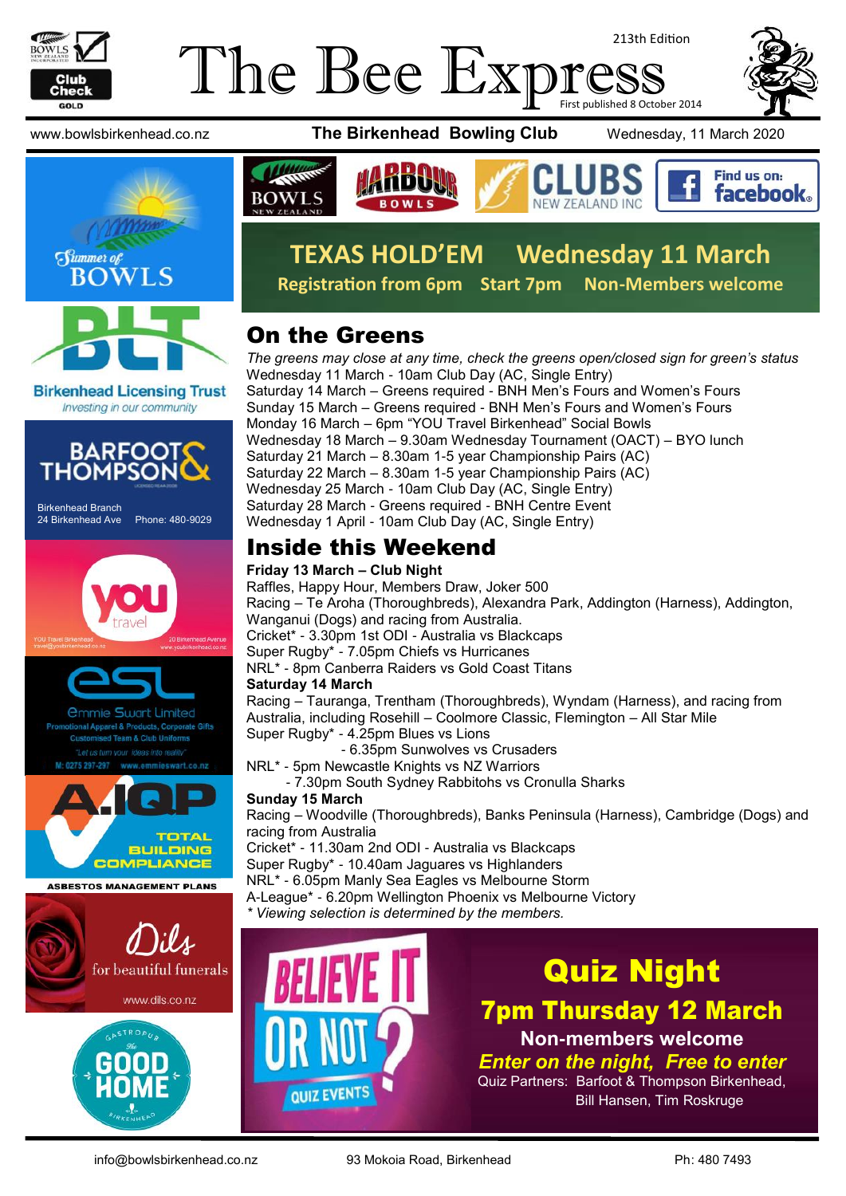# The Bee Express

213th Edition

First published 8 October 2014

www.bowlsbirkenhead.co.nz **The Birkenhead Bowling Club** Wednesday, 11 March 2020

## TEXAS HOLD'EM Wednesday 11 March

**Registration from 6pm Start 7pm Non-Members welcome**

## On the Greens

*The greens may close at any time, check the greens open/closed sign for green's status*

Wednesday 11 March - 10am Club Day (AC, Single Entry)
Saturday 14 March – Greens required - BNH Men's Fours and Women's Fours
Sunday 15 March – Greens required - BNH Men's Fours and Women's Fours
Monday 16 March – 6pm "YOU Travel Birkenhead" Social Bowls
Wednesday 18 March – 9.30am Wednesday Tournament (OACT) – BYO lunch
Saturday 21 March – 8.30am 1-5 year Championship Pairs (AC)
Saturday 22 March – 8.30am 1-5 year Championship Pairs (AC)
Wednesday 25 March - 10am Club Day (AC, Single Entry)
Saturday 28 March - Greens required - BNH Centre Event
Wednesday 1 April - 10am Club Day (AC, Single Entry)

## Inside this Weekend

**Friday 13 March – Club Night**

Raffles, Happy Hour, Members Draw, Joker 500
Racing – Te Aroha (Thoroughbreds), Alexandra Park, Addington (Harness), Addington, Wanganui (Dogs) and racing from Australia.
Cricket* - 3.30pm 1st ODI - Australia vs Blackcaps
Super Rugby* - 7.05pm Chiefs vs Hurricanes
NRL* - 8pm Canberra Raiders vs Gold Coast Titans

**Saturday 14 March**

Racing – Tauranga, Trentham (Thoroughbreds), Wyndam (Harness), and racing from Australia, including Rosehill – Coolmore Classic, Flemington – All Star Mile
Super Rugby* - 4.25pm Blues vs Lions
- 6.35pm Sunwolves vs Crusaders

NRL* - 5pm Newcastle Knights vs NZ Warriors
- 7.30pm South Sydney Rabbitohs vs Cronulla Sharks

**Sunday 15 March**

Racing – Woodville (Thoroughbreds), Banks Peninsula (Harness), Cambridge (Dogs) and racing from Australia
Cricket* - 11.30am 2nd ODI - Australia vs Blackcaps
Super Rugby* - 10.40am Jaguares vs Highlanders
NRL* - 6.05pm Manly Sea Eagles vs Melbourne Storm
A-League* - 6.20pm Wellington Phoenix vs Melbourne Victory

*\* Viewing selection is determined by the members.*

## Quiz Night

### 7pm Thursday 12 March

**Non-members welcome**

***Enter on the night, Free to enter***

Quiz Partners: Barfoot & Thompson Birkenhead, Bill Hansen, Tim Roskruge

Birkenhead Licensing Trust — *Investing in our community*

Barfoot & Thompson — Birkenhead Branch, 24 Birkenhead Ave, Phone: 480-9029

Emmie Swart Limited — Promotional Apparel & Products, Corporate Gifts, Customised Team & Club Uniforms. "Let us turn your ideas into reality". M: 0275 297-297 www.emmieswart.co.nz

A.I.Q.P — Total Building Compliance — Asbestos Management Plans

Dils — for beautiful funerals — www.dils.co.nz

info@bowlsbirkenhead.co.nz 93 Mokoia Road, Birkenhead Ph: 480 7493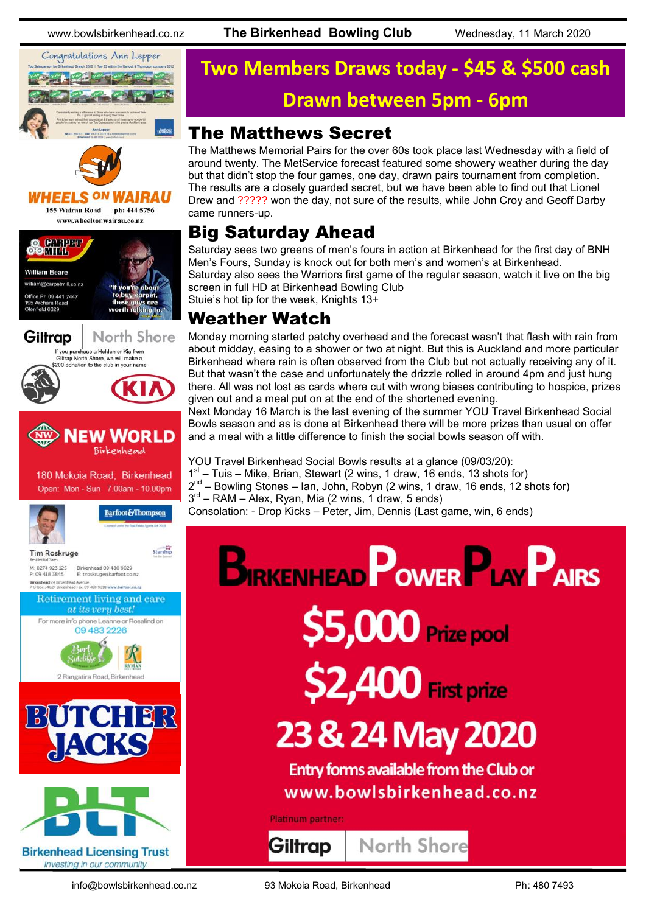# Two Members Draws today - $45 & $500 cash Drawn between 5pm - 6pm

## The Matthews Secret

The Matthews Memorial Pairs for the over 60s took place last Wednesday with a field of around twenty. The MetService forecast featured some showery weather during the day but that didn't stop the four games, one day, drawn pairs tournament from completion. The results are a closely guarded secret, but we have been able to find out that Lionel Drew and ????? won the day, not sure of the results, while John Croy and Geoff Darby came runners-up.

## Big Saturday Ahead

Saturday sees two greens of men's fours in action at Birkenhead for the first day of BNH Men's Fours, Sunday is knock out for both men's and women's at Birkenhead.
Saturday also sees the Warriors first game of the regular season, watch it live on the big screen in full HD at Birkenhead Bowling Club
Stuie's hot tip for the week, Knights 13+

## Weather Watch

Monday morning started patchy overhead and the forecast wasn't that flash with rain from about midday, easing to a shower or two at night. But this is Auckland and more particular Birkenhead where rain is often observed from the Club but not actually receiving any of it. But that wasn't the case and unfortunately the drizzle rolled in around 4pm and just hung there. All was not lost as cards where cut with wrong biases contributing to hospice, prizes given out and a meal put on at the end of the shortened evening.
Next Monday 16 March is the last evening of the summer YOU Travel Birkenhead Social Bowls season and as is done at Birkenhead there will be more prizes than usual on offer and a meal with a little difference to finish the social bowls season off with.

YOU Travel Birkenhead Social Bowls results at a glance (09/03/20):
1st – Tuis – Mike, Brian, Stewart (2 wins, 1 draw, 16 ends, 13 shots for)
2nd – Bowling Stones – Ian, John, Robyn (2 wins, 1 draw, 16 ends, 12 shots for)
3rd – RAM – Alex, Ryan, Mia (2 wins, 1 draw, 5 ends)
Consolation: - Drop Kicks – Peter, Jim, Dennis (Last game, win, 6 ends)

## Birkenhead Power Play Pairs

**$5,000 Prize pool**
**$2,400 First prize**
**23 & 24 May 2020**
Entry forms available from the Club or www.bowlsbirkenhead.co.nz
Platinum partner: Giltrap North Shore

---

Congratulations Ann Lepper

WHEELS ON WAIRAU — 155 Wairau Road ph: 444 5756 — www.wheelsonwairau.co.nz

CARPET MILL — William Beare — william@carpetmill.co.nz — Office Ph 09 441 7447 — 195 Archers Road Glenfield 0629 — "If you're about to buy carpet, these guys are worth talking to."

Giltrap North Shore — If you purchase a Holden or Kia from Giltrap North Shore, we will make a $200 donation to the club in your name

NEW WORLD Birkenhead — 180 Mokoia Road, Birkenhead — Open: Mon - Sun 7.00am - 10.00pm

Barfoot&Thompson — Tim Roskruge — Residential Sales — M: 0274 923 125 P: 09 418 3846 — Birkenhead 09 480 9029 — E: troskruge@barfoot.co.nz

Retirement living and care at its very best! For more info phone Leanne or Rosalind on 09 483 2226 — Bert Sutcliffe — 2 Rangatira Road, Birkenhead

BUTCHER JACKS

BLT Birkenhead Licensing Trust — Investing in our community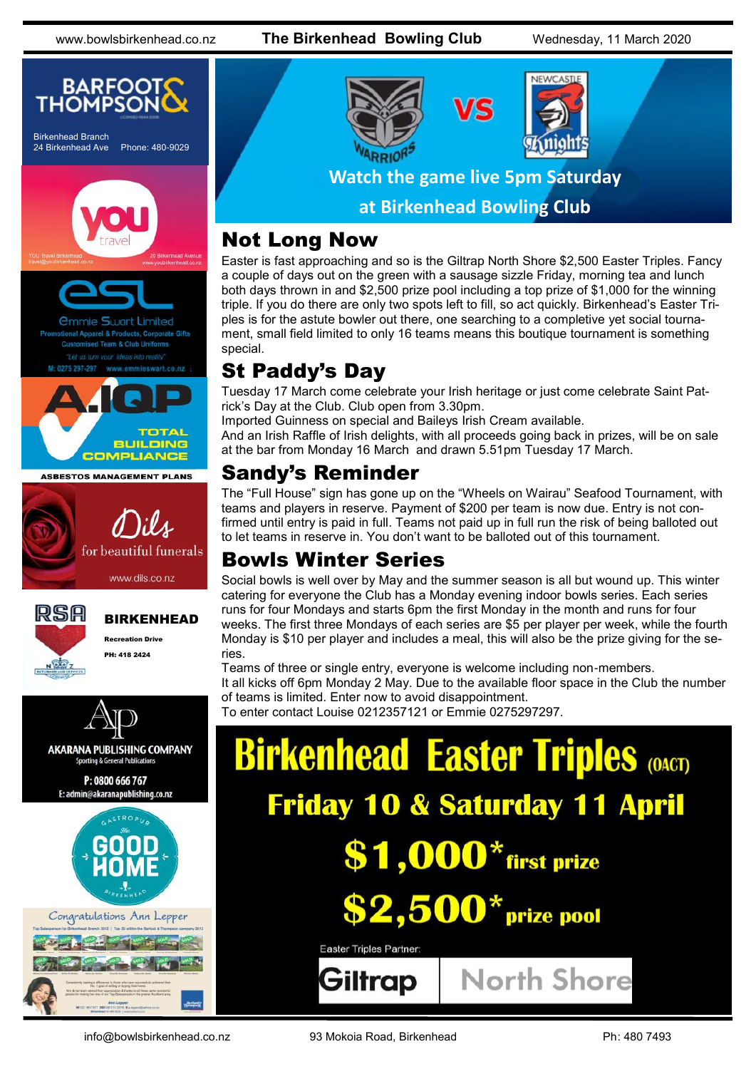Watch the game live 5pm Saturday at Birkenhead Bowling Club

## Not Long Now

Easter is fast approaching and so is the Giltrap North Shore $2,500 Easter Triples. Fancy a couple of days out on the green with a sausage sizzle Friday, morning tea and lunch both days thrown in and $2,500 prize pool including a top prize of $1,000 for the winning triple. If you do there are only two spots left to fill, so act quickly. Birkenhead's Easter Triples is for the astute bowler out there, one searching to a completive yet social tournament, small field limited to only 16 teams means this boutique tournament is something special.

## St Paddy's Day

Tuesday 17 March come celebrate your Irish heritage or just come celebrate Saint Patrick's Day at the Club. Club open from 3.30pm.

Imported Guinness on special and Baileys Irish Cream available.

And an Irish Raffle of Irish delights, with all proceeds going back in prizes, will be on sale at the bar from Monday 16 March and drawn 5.51pm Tuesday 17 March.

## Sandy's Reminder

The "Full House" sign has gone up on the "Wheels on Wairau" Seafood Tournament, with teams and players in reserve. Payment of $200 per team is now due. Entry is not confirmed until entry is paid in full. Teams not paid up in full run the risk of being balloted out to let teams in reserve in. You don't want to be balloted out of this tournament.

## Bowls Winter Series

Social bowls is well over by May and the summer season is all but wound up. This winter catering for everyone the Club has a Monday evening indoor bowls series. Each series runs for four Mondays and starts 6pm the first Monday in the month and runs for four weeks. The first three Mondays of each series are $5 per player per week, while the fourth Monday is $10 per player and includes a meal, this will also be the prize giving for the series.

Teams of three or single entry, everyone is welcome including non-members.

It all kicks off 6pm Monday 2 May. Due to the available floor space in the Club the number of teams is limited. Enter now to avoid disappointment.

To enter contact Louise 0212357121 or Emmie 0275297297.

# Birkenhead Easter Triples (OACT)

**Friday 10 & Saturday 11 April**

**$1,000* first prize**

**$2,500* prize pool**

Easter Triples Partner: Giltrap North Shore

Barfoot & Thompson — Birkenhead Branch, 24 Birkenhead Ave, Phone: 480-9029

YOU travel Birkenhead — travel@youbirkenhead.co.nz — 20 Birkenhead Avenue — www.youbirkenhead.co.nz

ESL Emmie Swart Limited — Promotional Apparel & Products, Corporate Gifts — Customised Team & Club Uniforms — "Let us turn your ideas into reality" — M: 0275 297-297 www.emmieswart.co.nz

A.IQP TOTAL BUILDING COMPLIANCE — ASBESTOS MANAGEMENT PLANS

Dils for beautiful funerals — www.dils.co.nz

RSA BIRKENHEAD — Recreation Drive — PH: 418 2424

AKARANA PUBLISHING COMPANY — Sporting & General Publications — P: 0800 666 767 — E: admin@akaranapublishing.co.nz

Gastropub The Good Home Birkenhead

Congratulations Ann Lepper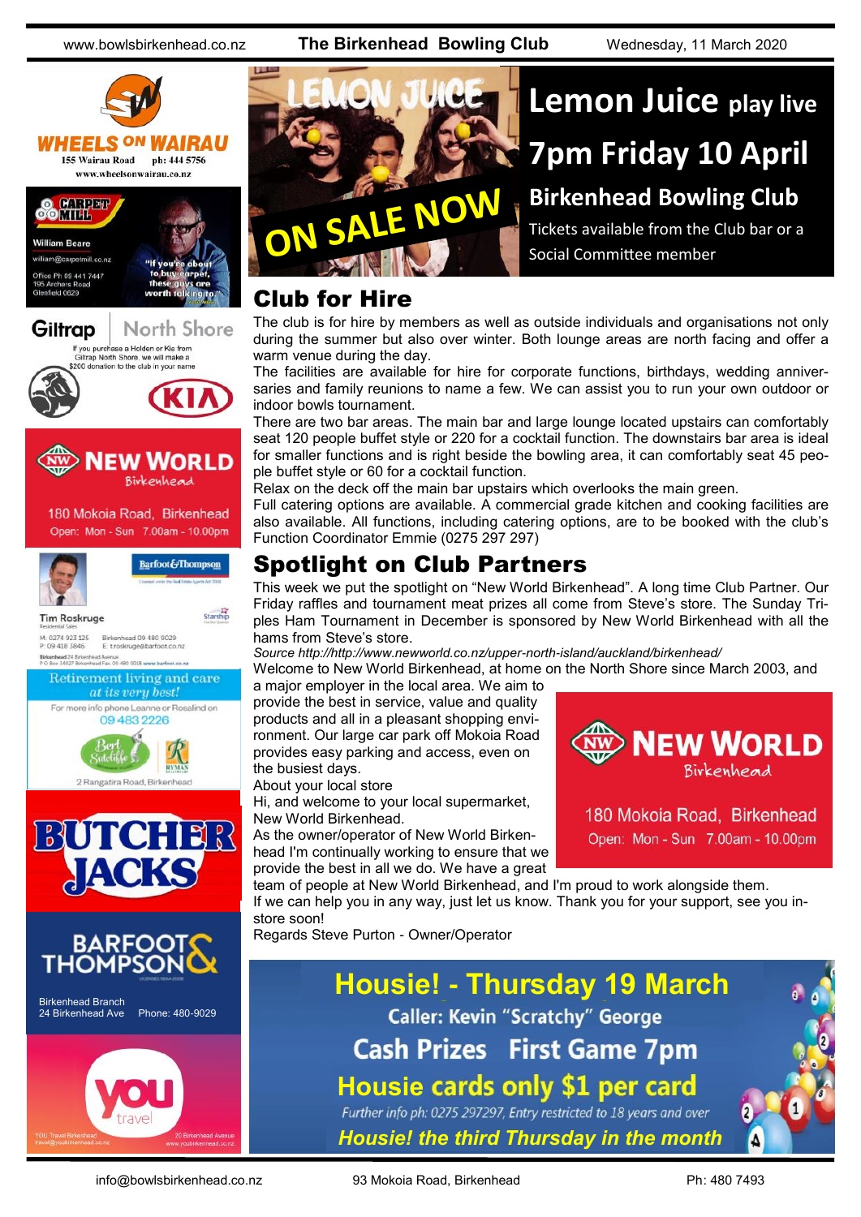# Lemon Juice play live

# 7pm Friday 10 April

## Birkenhead Bowling Club

Tickets available from the Club bar or a Social Committee member

ON SALE NOW

## Club for Hire

The club is for hire by members as well as outside individuals and organisations not only during the summer but also over winter. Both lounge areas are north facing and offer a warm venue during the day.

The facilities are available for hire for corporate functions, birthdays, wedding anniversaries and family reunions to name a few. We can assist you to run your own outdoor or indoor bowls tournament.

There are two bar areas. The main bar and large lounge located upstairs can comfortably seat 120 people buffet style or 220 for a cocktail function. The downstairs bar area is ideal for smaller functions and is right beside the bowling area, it can comfortably seat 45 people buffet style or 60 for a cocktail function.

Relax on the deck off the main bar upstairs which overlooks the main green.

Full catering options are available. A commercial grade kitchen and cooking facilities are also available. All functions, including catering options, are to be booked with the club's Function Coordinator Emmie (0275 297 297)

## Spotlight on Club Partners

This week we put the spotlight on "New World Birkenhead". A long time Club Partner. Our Friday raffles and tournament meat prizes all come from Steve's store. The Sunday Triples Ham Tournament in December is sponsored by New World Birkenhead with all the hams from Steve's store.

*Source http://http://www.newworld.co.nz/upper-north-island/auckland/birkenhead/*

Welcome to New World Birkenhead, at home on the North Shore since March 2003, and a major employer in the local area. We aim to provide the best in service, value and quality products and all in a pleasant shopping environment. Our large car park off Mokoia Road provides easy parking and access, even on the busiest days.

About your local store

Hi, and welcome to your local supermarket, New World Birkenhead.

As the owner/operator of New World Birkenhead I'm continually working to ensure that we provide the best in all we do. We have a great team of people at New World Birkenhead, and I'm proud to work alongside them.

If we can help you in any way, just let us know. Thank you for your support, see you in-store soon!

Regards Steve Purton - Owner/Operator

NEW WORLD Birkenhead
180 Mokoia Road, Birkenhead
Open: Mon - Sun 7.00am - 10.00pm

## Housie! - Thursday 19 March

Caller: Kevin "Scratchy" George

Cash Prizes First Game 7pm

Housie cards only $1 per card

*Further info ph: 0275 297297, Entry restricted to 18 years and over*

***Housie! the third Thursday in the month***

---

WHEELS ON WAIRAU
155 Wairau Road ph: 444 5756
www.wheelsonwairau.co.nz

CARPET MILL
William Beare
william@carpetmill.co.nz
Office Ph 09 441 7447
195 Archers Road
Glenfield 0629
"If you're about to buy carpet, these guys are worth talking to."

Giltrap North Shore
If you purchase a Holden or Kia from Giltrap North Shore, we will make a $200 donation to the club in your name
KIA

NEW WORLD Birkenhead
180 Mokoia Road, Birkenhead
Open: Mon - Sun 7.00am - 10.00pm

Barfoot & Thompson
Tim Roskruge
Residential Sales
M: 0274 923 125 Birkenhead 09 480 9029
P: 09 418 3846 E: troskruge@barfoot.co.nz
Starship

Retirement living and care *at its very best!*
For more info phone Leanne or Rosalind on
09 483 2226
Bert Sutcliffe
RYMAN
2 Rangatira Road, Birkenhead

BUTCHER JACKS

BARFOOT & THOMPSON
Birkenhead Branch
24 Birkenhead Ave Phone: 480-9029

you travel
YOU Travel Birkenhead
travel@youbirkenhead.co.nz
20 Birkenhead Avenue
www.youbirkenhead.co.nz